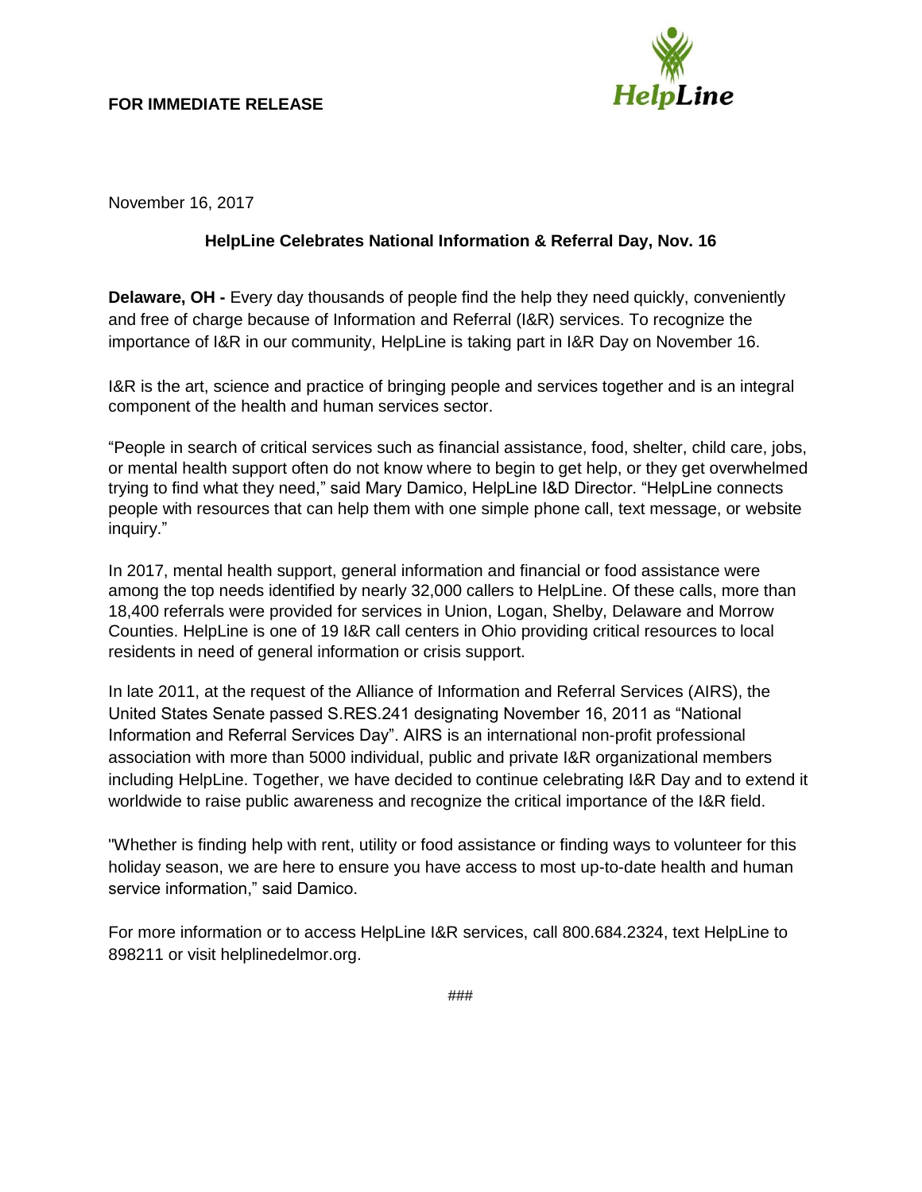**FOR IMMEDIATE RELEASE**

HelpLine

November 16, 2017

## HelpLine Celebrates National Information & Referral Day, Nov. 16

**Delaware, OH -** Every day thousands of people find the help they need quickly, conveniently and free of charge because of Information and Referral (I&R) services. To recognize the importance of I&R in our community, HelpLine is taking part in I&R Day on November 16.

I&R is the art, science and practice of bringing people and services together and is an integral component of the health and human services sector.

"People in search of critical services such as financial assistance, food, shelter, child care, jobs, or mental health support often do not know where to begin to get help, or they get overwhelmed trying to find what they need," said Mary Damico, HelpLine I&D Director. "HelpLine connects people with resources that can help them with one simple phone call, text message, or website inquiry."

In 2017, mental health support, general information and financial or food assistance were among the top needs identified by nearly 32,000 callers to HelpLine. Of these calls, more than 18,400 referrals were provided for services in Union, Logan, Shelby, Delaware and Morrow Counties. HelpLine is one of 19 I&R call centers in Ohio providing critical resources to local residents in need of general information or crisis support.

In late 2011, at the request of the Alliance of Information and Referral Services (AIRS), the United States Senate passed S.RES.241 designating November 16, 2011 as "National Information and Referral Services Day". AIRS is an international non-profit professional association with more than 5000 individual, public and private I&R organizational members including HelpLine. Together, we have decided to continue celebrating I&R Day and to extend it worldwide to raise public awareness and recognize the critical importance of the I&R field.

"Whether is finding help with rent, utility or food assistance or finding ways to volunteer for this holiday season, we are here to ensure you have access to most up-to-date health and human service information," said Damico.

For more information or to access HelpLine I&R services, call 800.684.2324, text HelpLine to 898211 or visit helplinedelmor.org.

###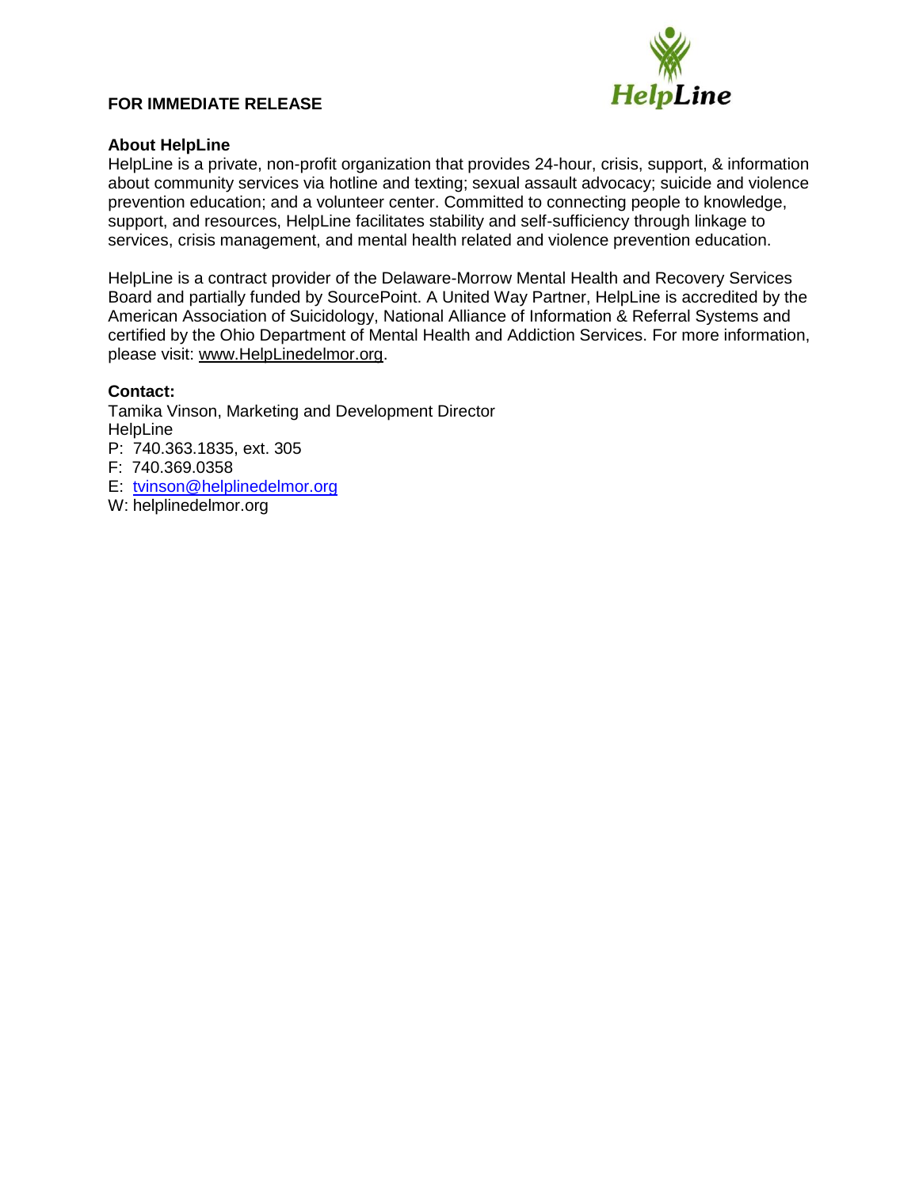**FOR IMMEDIATE RELEASE**

HelpLine

**About HelpLine**

HelpLine is a private, non-profit organization that provides 24-hour, crisis, support, & information about community services via hotline and texting; sexual assault advocacy; suicide and violence prevention education; and a volunteer center. Committed to connecting people to knowledge, support, and resources, HelpLine facilitates stability and self-sufficiency through linkage to services, crisis management, and mental health related and violence prevention education.

HelpLine is a contract provider of the Delaware-Morrow Mental Health and Recovery Services Board and partially funded by SourcePoint. A United Way Partner, HelpLine is accredited by the American Association of Suicidology, National Alliance of Information & Referral Systems and certified by the Ohio Department of Mental Health and Addiction Services. For more information, please visit: www.HelpLinedelmor.org.

**Contact:**

Tamika Vinson, Marketing and Development Director
HelpLine
P: 740.363.1835, ext. 305
F: 740.369.0358
E: tvinson@helplinedelmor.org
W: helplinedelmor.org